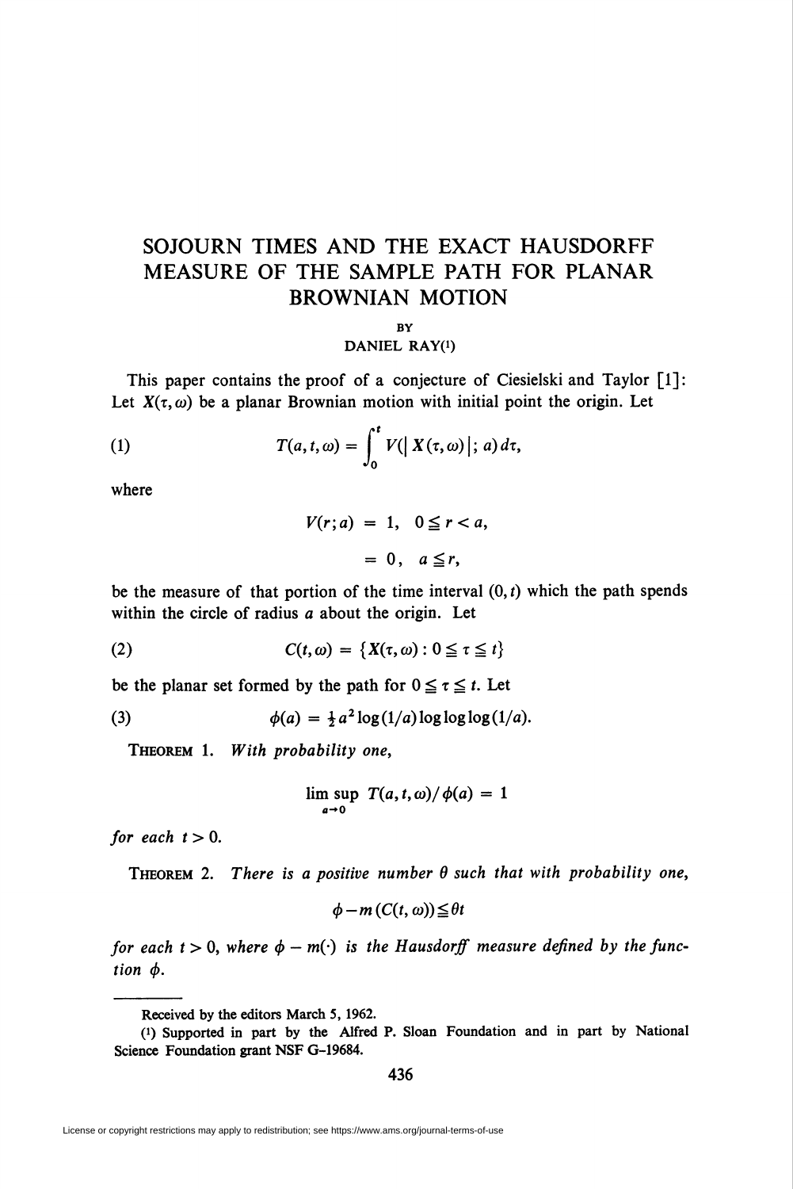# SOJOURN TIMES AND THE EXACT HAUSDORFF MEASURE OF THE SAMPLE PATH FOR PLANAR BROWNIAN MOTION

BY

DANIEL RAY[1]

This paper contains the proof of a conjecture of Ciesielski and Taylor [1]: Let $X(\tau, \omega)$ be a planar Brownian motion with initial point the origin. Let

$$T(a, t, \omega) = \int_0^t V(|X(\tau, \omega)|; a)\, d\tau, \tag{1}$$

where

$$\begin{aligned} V(r; a) &= 1, \quad 0 \leqq r < a, \\ &= 0, \quad a \leqq r, \end{aligned}$$

be the measure of that portion of the time interval $(0, t)$ which the path spends within the circle of radius $a$ about the origin. Let

$$C(t, \omega) = \{X(\tau, \omega) : 0 \leqq \tau \leqq t\} \tag{2}$$

be the planar set formed by the path for $0 \leqq \tau \leqq t$. Let

$$\phi(a) = \tfrac{1}{2} a^2 \log(1/a) \log\log\log(1/a). \tag{3}$$

THEOREM 1. *With probability one,*

$$\limsup_{a \to 0} T(a, t, \omega)/\phi(a) = 1$$

*for each* $t > 0$.

THEOREM 2. *There is a positive number* $\theta$ *such that with probability one,*

$$\phi - m(C(t, \omega)) \leqq \theta t$$

*for each* $t > 0$, *where* $\phi - m(\cdot)$ *is the Hausdorff measure defined by the function* $\phi$.

---

Received by the editors March 5, 1962.

[1] Supported in part by the Alfred P. Sloan Foundation and in part by National Science Foundation grant NSF G-19684.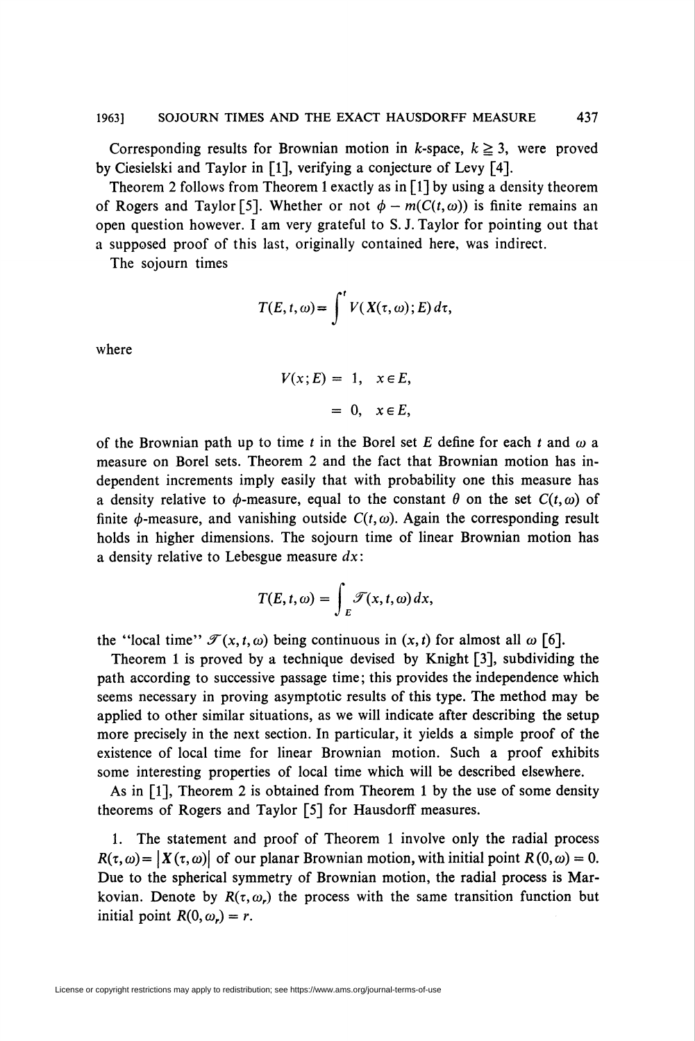Corresponding results for Brownian motion in $k$-space, $k \geqq 3$, were proved by Ciesielski and Taylor in [1], verifying a conjecture of Levy [4].

Theorem 2 follows from Theorem 1 exactly as in [1] by using a density theorem of Rogers and Taylor [5]. Whether or not $\phi - m(C(t,\omega))$ is finite remains an open question however. I am very grateful to S. J. Taylor for pointing out that a supposed proof of this last, originally contained here, was indirect.

The sojourn times

$$T(E,t,\omega) = \int^t V(X(\tau,\omega);E)\,d\tau,$$

where

$$V(x;E) = 1, \quad x \in E,$$

$$= 0, \quad x \in E,$$

of the Brownian path up to time $t$ in the Borel set $E$ define for each $t$ and $\omega$ a measure on Borel sets. Theorem 2 and the fact that Brownian motion has independent increments imply easily that with probability one this measure has a density relative to $\phi$-measure, equal to the constant $\theta$ on the set $C(t,\omega)$ of finite $\phi$-measure, and vanishing outside $C(t,\omega)$. Again the corresponding result holds in higher dimensions. The sojourn time of linear Brownian motion has a density relative to Lebesgue measure $dx$:

$$T(E,t,\omega) = \int_E \mathscr{T}(x,t,\omega)\,dx,$$

the "local time" $\mathscr{T}(x,t,\omega)$ being continuous in $(x,t)$ for almost all $\omega$ [6].

Theorem 1 is proved by a technique devised by Knight [3], subdividing the path according to successive passage time; this provides the independence which seems necessary in proving asymptotic results of this type. The method may be applied to other similar situations, as we will indicate after describing the setup more precisely in the next section. In particular, it yields a simple proof of the existence of local time for linear Brownian motion. Such a proof exhibits some interesting properties of local time which will be described elsewhere.

As in [1], Theorem 2 is obtained from Theorem 1 by the use of some density theorems of Rogers and Taylor [5] for Hausdorff measures.

1. The statement and proof of Theorem 1 involve only the radial process $R(\tau,\omega) = |X(\tau,\omega)|$ of our planar Brownian motion, with initial point $R(0,\omega) = 0$. Due to the spherical symmetry of Brownian motion, the radial process is Markovian. Denote by $R(\tau,\omega_r)$ the process with the same transition function but initial point $R(0,\omega_r) = r$.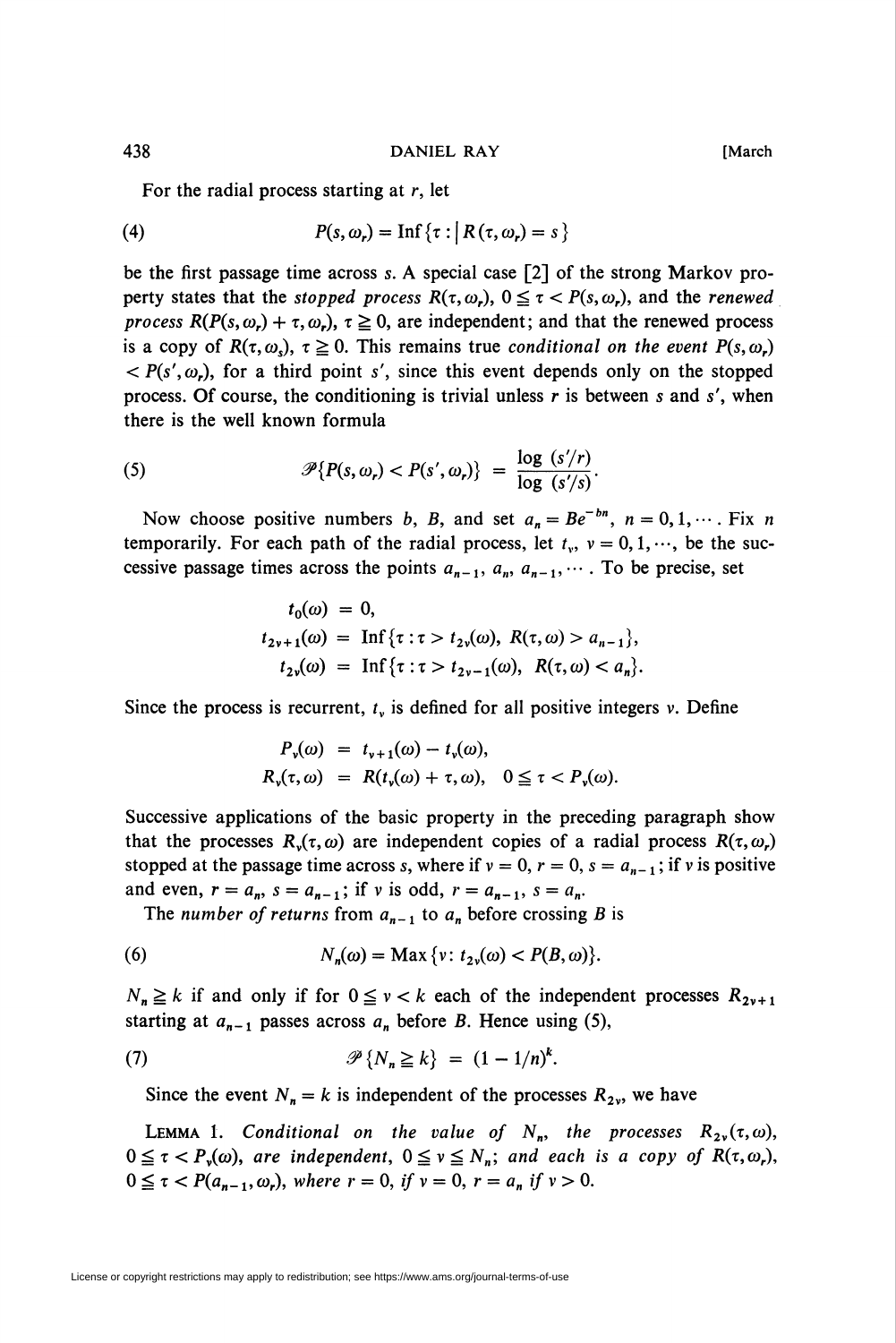For the radial process starting at $r$, let

$$P(s, \omega_r) = \operatorname{Inf}\{\tau : |R(\tau, \omega_r) = s\} \tag{4}$$

be the first passage time across $s$. A special case [2] of the strong Markov property states that the *stopped process* $R(\tau, \omega_r)$, $0 \leqq \tau < P(s, \omega_r)$, and the *renewed process* $R(P(s, \omega_r) + \tau, \omega_r)$, $\tau \geqq 0$, are independent; and that the renewed process is a copy of $R(\tau, \omega_s)$, $\tau \geqq 0$. This remains true *conditional on the event* $P(s, \omega_r) < P(s', \omega_r)$, for a third point $s'$, since this event depends only on the stopped process. Of course, the conditioning is trivial unless $r$ is between $s$ and $s'$, when there is the well known formula

$$\mathscr{P}\{P(s, \omega_r) < P(s', \omega_r)\} = \frac{\log (s'/r)}{\log (s'/s)}. \tag{5}$$

Now choose positive numbers $b$, $B$, and set $a_n = Be^{-bn}$, $n = 0, 1, \cdots$. Fix $n$ temporarily. For each path of the radial process, let $t_v$, $v = 0, 1, \cdots$, be the successive passage times across the points $a_{n-1}$, $a_n$, $a_{n-1}, \cdots$. To be precise, set

$$\begin{aligned} t_0(\omega) &= 0, \\ t_{2v+1}(\omega) &= \operatorname{Inf}\{\tau : \tau > t_{2v}(\omega),\ R(\tau, \omega) > a_{n-1}\}, \\ t_{2v}(\omega) &= \operatorname{Inf}\{\tau : \tau > t_{2v-1}(\omega),\ R(\tau, \omega) < a_n\}. \end{aligned}$$

Since the process is recurrent, $t_v$ is defined for all positive integers $v$. Define

$$\begin{aligned} P_v(\omega) &= t_{v+1}(\omega) - t_v(\omega), \\ R_v(\tau, \omega) &= R(t_v(\omega) + \tau, \omega), \quad 0 \leqq \tau < P_v(\omega). \end{aligned}$$

Successive applications of the basic property in the preceding paragraph show that the processes $R_v(\tau, \omega)$ are independent copies of a radial process $R(\tau, \omega_r)$ stopped at the passage time across $s$, where if $v = 0$, $r = 0$, $s = a_{n-1}$; if $v$ is positive and even, $r = a_n$, $s = a_{n-1}$; if $v$ is odd, $r = a_{n-1}$, $s = a_n$.

The *number of returns* from $a_{n-1}$ to $a_n$ before crossing $B$ is

$$N_n(\omega) = \operatorname{Max}\{v : t_{2v}(\omega) < P(B, \omega)\}. \tag{6}$$

$N_n \geqq k$ if and only if for $0 \leqq v < k$ each of the independent processes $R_{2v+1}$ starting at $a_{n-1}$ passes across $a_n$ before $B$. Hence using (5),

$$\mathscr{P}\{N_n \geqq k\} = (1 - 1/n)^k. \tag{7}$$

Since the event $N_n = k$ is independent of the processes $R_{2v}$, we have

LEMMA 1. *Conditional on the value of $N_n$, the processes $R_{2v}(\tau, \omega)$, $0 \leqq \tau < P_v(\omega)$, are independent, $0 \leqq v \leqq N_n$; and each is a copy of $R(\tau, \omega_r)$, $0 \leqq \tau < P(a_{n-1}, \omega_r)$, where $r = 0$, if $v = 0$, $r = a_n$ if $v > 0$.*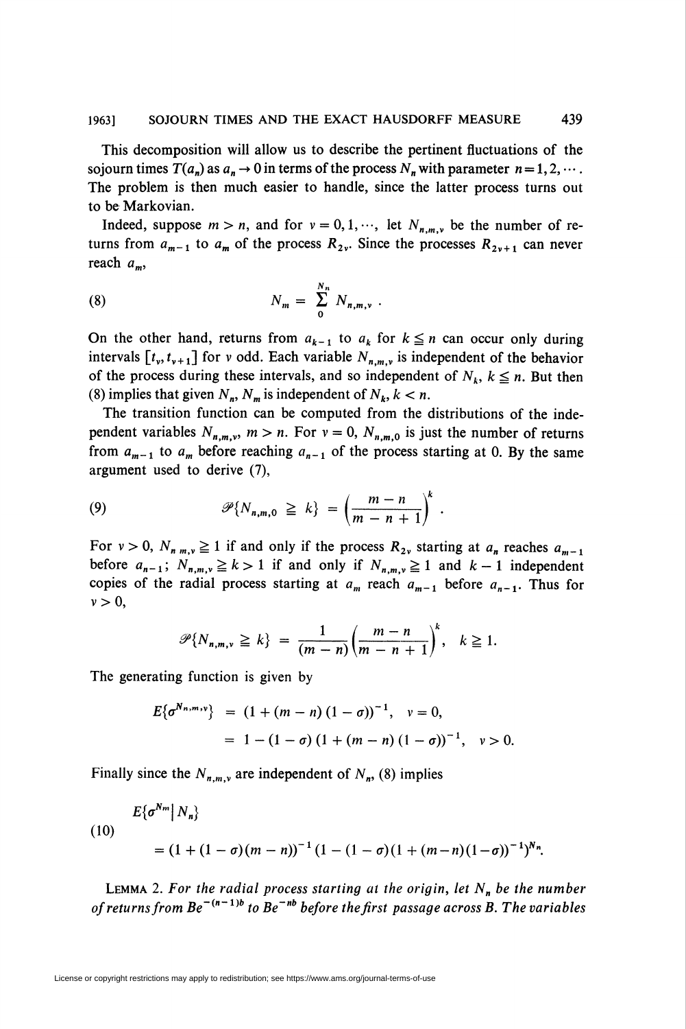This decomposition will allow us to describe the pertinent fluctuations of the sojourn times $T(a_n)$ as $a_n \to 0$ in terms of the process $N_n$ with parameter $n = 1, 2, \cdots$. The problem is then much easier to handle, since the latter process turns out to be Markovian.

Indeed, suppose $m > n$, and for $\nu = 0, 1, \cdots$, let $N_{n,m,\nu}$ be the number of returns from $a_{m-1}$ to $a_m$ of the process $R_{2\nu}$. Since the processes $R_{2\nu+1}$ can never reach $a_m$,

$$N_m = \sum_{0}^{N_n} N_{n,m,\nu} \,. \tag{8}$$

On the other hand, returns from $a_{k-1}$ to $a_k$ for $k \leqq n$ can occur only during intervals $[t_\nu, t_{\nu+1}]$ for $\nu$ odd. Each variable $N_{n,m,\nu}$ is independent of the behavior of the process during these intervals, and so independent of $N_k$, $k \leqq n$. But then (8) implies that given $N_n$, $N_m$ is independent of $N_k$, $k < n$.

The transition function can be computed from the distributions of the independent variables $N_{n,m,\nu}$, $m > n$. For $\nu = 0$, $N_{n,m,0}$ is just the number of returns from $a_{m-1}$ to $a_m$ before reaching $a_{n-1}$ of the process starting at 0. By the same argument used to derive (7),

$$\mathscr{P}\{N_{n,m,0} \geqq k\} = \left(\frac{m-n}{m-n+1}\right)^k . \tag{9}$$

For $\nu > 0$, $N_{n\,m,\nu} \geqq 1$ if and only if the process $R_{2\nu}$ starting at $a_n$ reaches $a_{m-1}$ before $a_{n-1}$; $N_{n,m,\nu} \geqq k > 1$ if and only if $N_{n,m,\nu} \geqq 1$ and $k-1$ independent copies of the radial process starting at $a_m$ reach $a_{m-1}$ before $a_{n-1}$. Thus for $\nu > 0$,

$$\mathscr{P}\{N_{n,m,\nu} \geqq k\} = \frac{1}{(m-n)}\left(\frac{m-n}{m-n+1}\right)^k, \quad k \geqq 1.$$

The generating function is given by

$$\begin{aligned} E\{\sigma^{N_{n,m,\nu}}\} &= (1 + (m-n)(1-\sigma))^{-1}, \quad \nu = 0, \\ &= 1 - (1-\sigma)(1 + (m-n)(1-\sigma))^{-1}, \quad \nu > 0. \end{aligned}$$

Finally since the $N_{n,m,\nu}$ are independent of $N_n$, (8) implies

$$\begin{aligned} &E\{\sigma^{N_m} \mid N_n\} \\ &= (1 + (1-\sigma)(m-n))^{-1}(1 - (1-\sigma)(1 + (m-n)(1-\sigma))^{-1})^{N_n}. \end{aligned} \tag{10}$$

**Lemma 2.** *For the radial process starting at the origin, let $N_n$ be the number of returns from $Be^{-(n-1)b}$ to $Be^{-nb}$ before the first passage across $B$. The variables*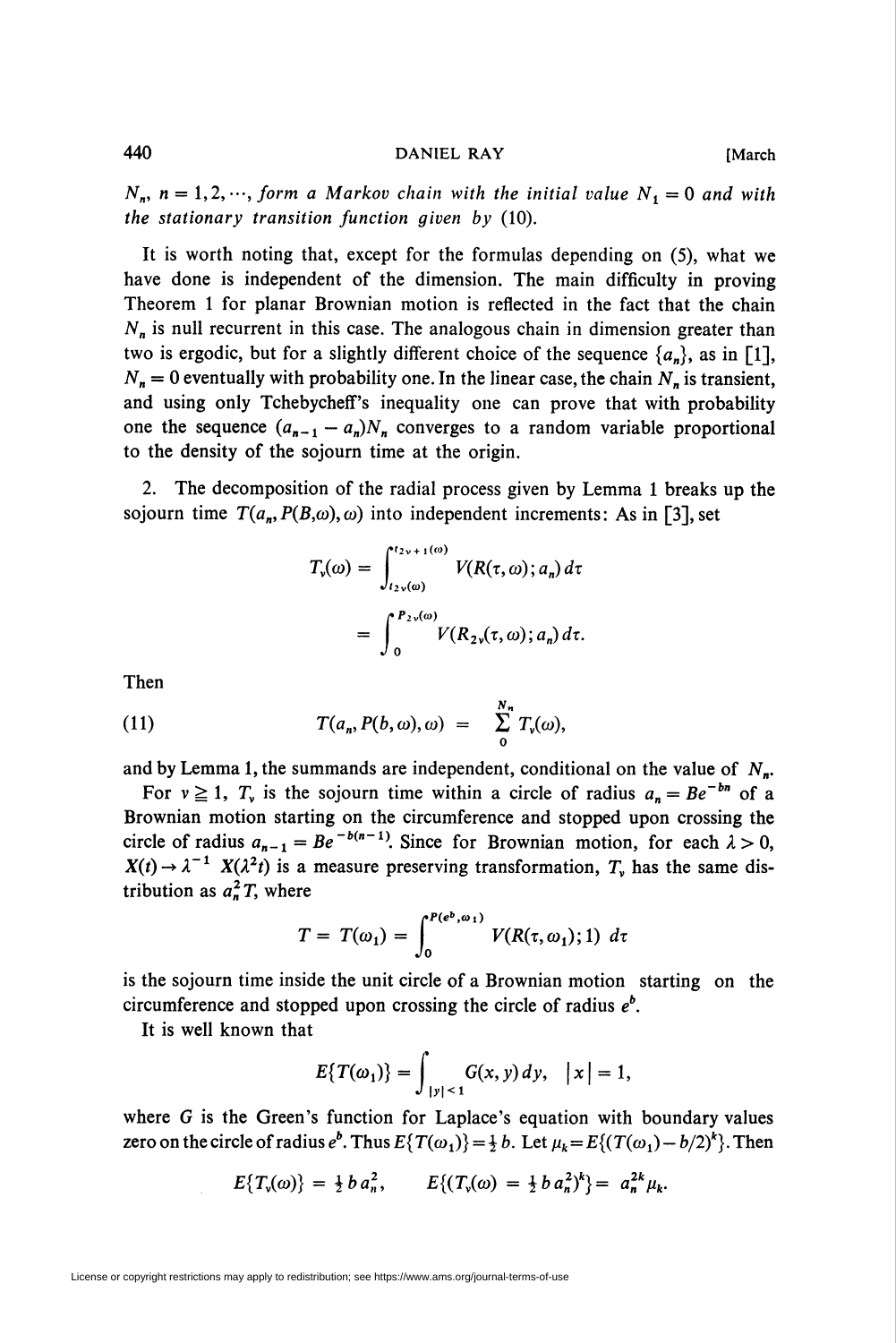$N_n$, $n = 1, 2, \cdots$, *form a Markov chain with the initial value* $N_1 = 0$ *and with the stationary transition function given by* (10).

It is worth noting that, except for the formulas depending on (5), what we have done is independent of the dimension. The main difficulty in proving Theorem 1 for planar Brownian motion is reflected in the fact that the chain $N_n$ is null recurrent in this case. The analogous chain in dimension greater than two is ergodic, but for a slightly different choice of the sequence $\{a_n\}$, as in [1], $N_n = 0$ eventually with probability one. In the linear case, the chain $N_n$ is transient, and using only Tchebycheff's inequality one can prove that with probability one the sequence $(a_{n-1} - a_n)N_n$ converges to a random variable proportional to the density of the sojourn time at the origin.

2. The decomposition of the radial process given by Lemma 1 breaks up the sojourn time $T(a_n, P(B,\omega), \omega)$ into independent increments: As in [3], set

$$T_\nu(\omega) = \int_{t_{2\nu}(\omega)}^{t_{2\nu+1}(\omega)} V(R(\tau,\omega); a_n)\, d\tau$$

$$= \int_0^{P_{2\nu}(\omega)} V(R_{2\nu}(\tau,\omega); a_n)\, d\tau.$$

Then

$$T(a_n, P(b,\omega), \omega) = \sum_0^{N_n} T_\nu(\omega), \tag{11}$$

and by Lemma 1, the summands are independent, conditional on the value of $N_n$.

For $\nu \geqq 1$, $T_\nu$ is the sojourn time within a circle of radius $a_n = Be^{-bn}$ of a Brownian motion starting on the circumference and stopped upon crossing the circle of radius $a_{n-1} = Be^{-b(n-1)}$. Since for Brownian motion, for each $\lambda > 0$, $X(t) \to \lambda^{-1} X(\lambda^2 t)$ is a measure preserving transformation, $T_\nu$ has the same distribution as $a_n^2 T$, where

$$T = T(\omega_1) = \int_0^{P(e^b,\omega_1)} V(R(\tau,\omega_1); 1)\, d\tau$$

is the sojourn time inside the unit circle of a Brownian motion starting on the circumference and stopped upon crossing the circle of radius $e^b$.

It is well known that

$$E\{T(\omega_1)\} = \int_{|y|<1} G(x,y)\, dy, \quad |x| = 1,$$

where $G$ is the Green's function for Laplace's equation with boundary values zero on the circle of radius $e^b$. Thus $E\{T(\omega_1)\} = \frac{1}{2} b$. Let $\mu_k = E\{(T(\omega_1) - b/2)^k\}$. Then

$$E\{T_\nu(\omega)\} = \tfrac{1}{2} b\, a_n^2, \qquad E\{(T_\nu(\omega) = \tfrac{1}{2} b\, a_n^2)^k\} = a_n^{2k} \mu_k.$$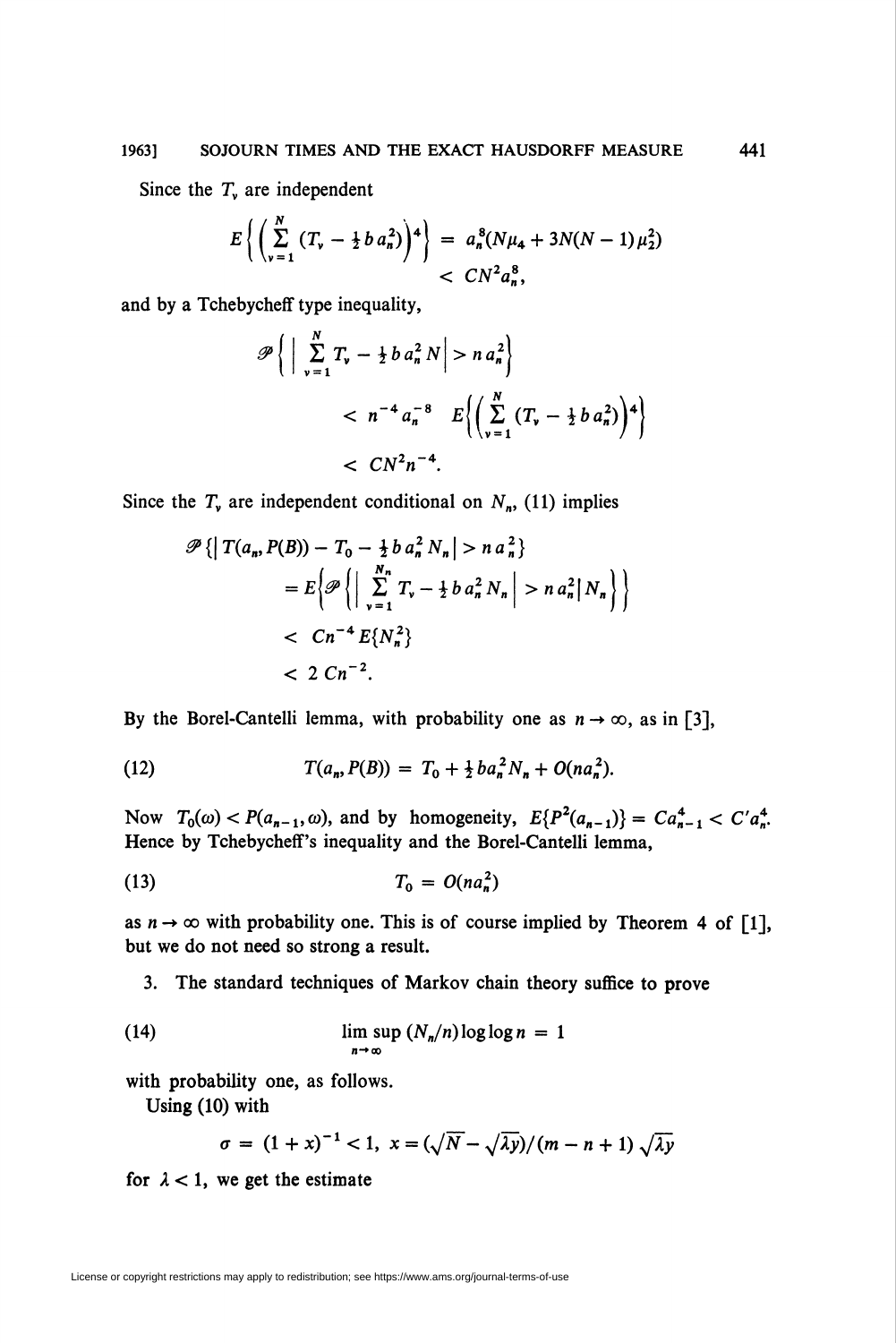Since the $T_\nu$ are independent

$$E\left\{\left(\sum_{\nu=1}^{N}(T_\nu - \tfrac{1}{2}b\,a_n^2)\right)^4\right\} = a_n^8(N\mu_4 + 3N(N-1)\mu_2^2)$$
$$< CN^2a_n^8,$$

and by a Tchebycheff type inequality,

$$\mathscr{P}\left\{\left|\sum_{\nu=1}^{N}T_\nu - \tfrac{1}{2}b\,a_n^2\,N\right| > n\,a_n^2\right\}$$
$$< n^{-4}a_n^{-8}\quad E\left\{\left(\sum_{\nu=1}^{N}(T_\nu - \tfrac{1}{2}b\,a_n^2)\right)^4\right\}$$
$$< CN^2n^{-4}.$$

Since the $T_\nu$ are independent conditional on $N_n$, (11) implies

$$\mathscr{P}\{|T(a_n, P(B)) - T_0 - \tfrac{1}{2}b\,a_n^2\,N_n| > n\,a_n^2\}$$
$$= E\left\{\mathscr{P}\left\{\left|\sum_{\nu=1}^{N_n}T_\nu - \tfrac{1}{2}b\,a_n^2\,N_n\right| > n\,a_n^2\middle|\,N_n\right\}\right\}$$
$$< Cn^{-4}E\{N_n^2\}$$
$$< 2\,Cn^{-2}.$$

By the Borel-Cantelli lemma, with probability one as $n \to \infty$, as in [3],

$$T(a_n, P(B)) = T_0 + \tfrac{1}{2}ba_n^2N_n + O(na_n^2). \tag{12}$$

Now $T_0(\omega) < P(a_{n-1}, \omega)$, and by homogeneity, $E\{P^2(a_{n-1})\} = Ca_{n-1}^4 < C'a_n^4$. Hence by Tchebycheff's inequality and the Borel-Cantelli lemma,

$$T_0 = O(na_n^2) \tag{13}$$

as $n \to \infty$ with probability one. This is of course implied by Theorem 4 of [1], but we do not need so strong a result.

3. The standard techniques of Markov chain theory suffice to prove

$$\limsup_{n\to\infty}\,(N_n/n)\log\log n = 1 \tag{14}$$

with probability one, as follows.

Using (10) with

$$\sigma = (1+x)^{-1} < 1,\ x = (\sqrt{N} - \sqrt{\lambda y})/(m-n+1)\sqrt{\lambda y}$$

for $\lambda < 1$, we get the estimate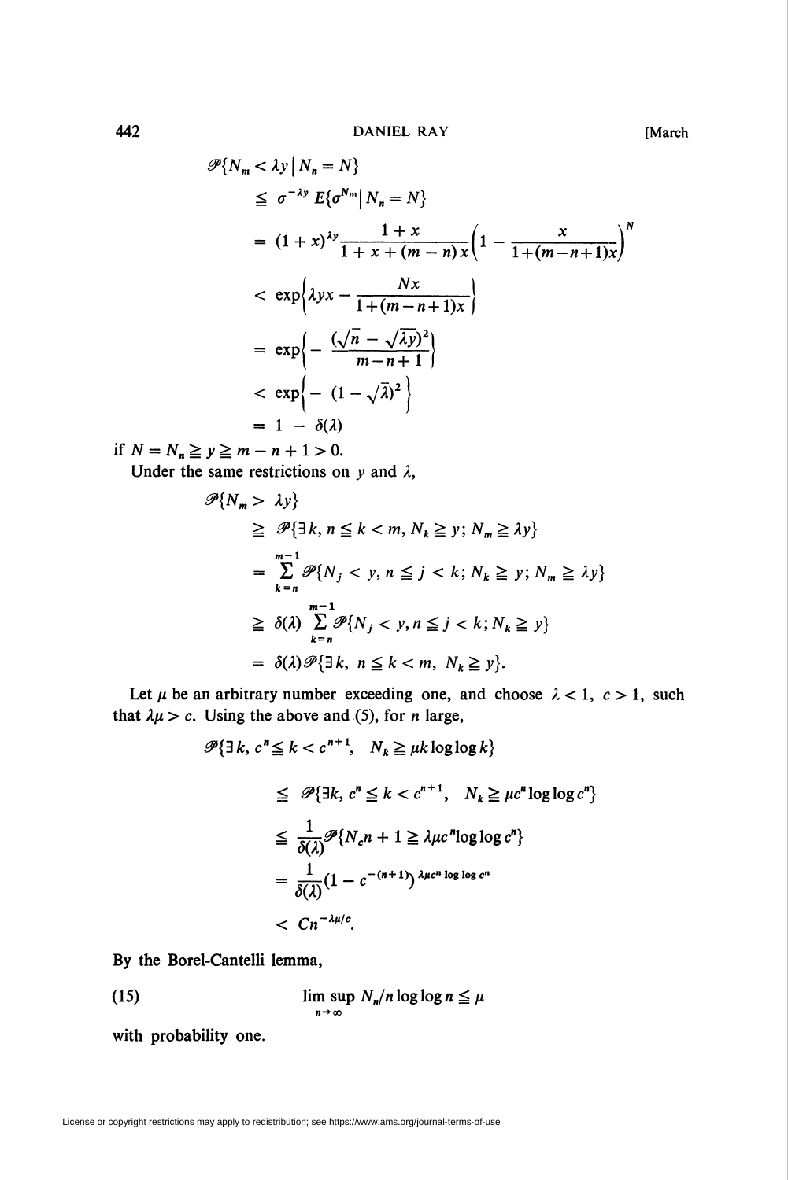$$
\begin{aligned}
&\mathscr{P}\{N_m < \lambda y \mid N_n = N\} \\
&\quad \leqq \sigma^{-\lambda y} E\{\sigma^{N_m} \mid N_n = N\} \\
&\quad = (1+x)^{\lambda y} \frac{1+x}{1+x+(m-n)x}\left(1 - \frac{x}{1+(m-n+1)x}\right)^N \\
&\quad < \exp\left\{\lambda y x - \frac{Nx}{1+(m-n+1)x}\right\} \\
&\quad = \exp\left\{-\frac{(\sqrt{n} - \sqrt{\lambda y})^2}{m-n+1}\right\} \\
&\quad < \exp\left\{-(1-\sqrt{\lambda})^2\right\} \\
&\quad = 1 - \delta(\lambda)
\end{aligned}
$$

if $N = N_n \geqq y \geqq m - n + 1 > 0$.

Under the same restrictions on $y$ and $\lambda$,

$$
\begin{aligned}
&\mathscr{P}\{N_m > \lambda y\} \\
&\quad \geqq \mathscr{P}\{\exists k,\ n \leqq k < m,\ N_k \geqq y;\ N_m \geqq \lambda y\} \\
&\quad = \sum_{k=n}^{m-1} \mathscr{P}\{N_j < y,\ n \leqq j < k;\ N_k \geqq y;\ N_m \geqq \lambda y\} \\
&\quad \geqq \delta(\lambda) \sum_{k=n}^{m-1} \mathscr{P}\{N_j < y,\ n \leqq j < k;\ N_k \geqq y\} \\
&\quad = \delta(\lambda)\mathscr{P}\{\exists k,\ n \leqq k < m,\ N_k \geqq y\}.
\end{aligned}
$$

Let $\mu$ be an arbitrary number exceeding one, and choose $\lambda < 1$, $c > 1$, such that $\lambda\mu > c$. Using the above and (5), for $n$ large,

$$
\begin{aligned}
&\mathscr{P}\{\exists k,\ c^n \leqq k < c^{n+1},\ \ N_k \geqq \mu k \log\log k\} \\
&\quad \leqq \mathscr{P}\{\exists k,\ c^n \leqq k < c^{n+1},\ \ N_k \geqq \mu c^n \log\log c^n\} \\
&\quad \leqq \frac{1}{\delta(\lambda)}\mathscr{P}\{N_c n + 1 \geqq \lambda\mu c^n \log\log c^n\} \\
&\quad = \frac{1}{\delta(\lambda)}(1 - c^{-(n+1)})^{\lambda\mu c^n \log\log c^n} \\
&\quad < C n^{-\lambda\mu/c}.
\end{aligned}
$$

By the Borel-Cantelli lemma,

$$
\limsup_{n\to\infty} N_n/n \log\log n \leqq \mu \tag{15}
$$

with probability one.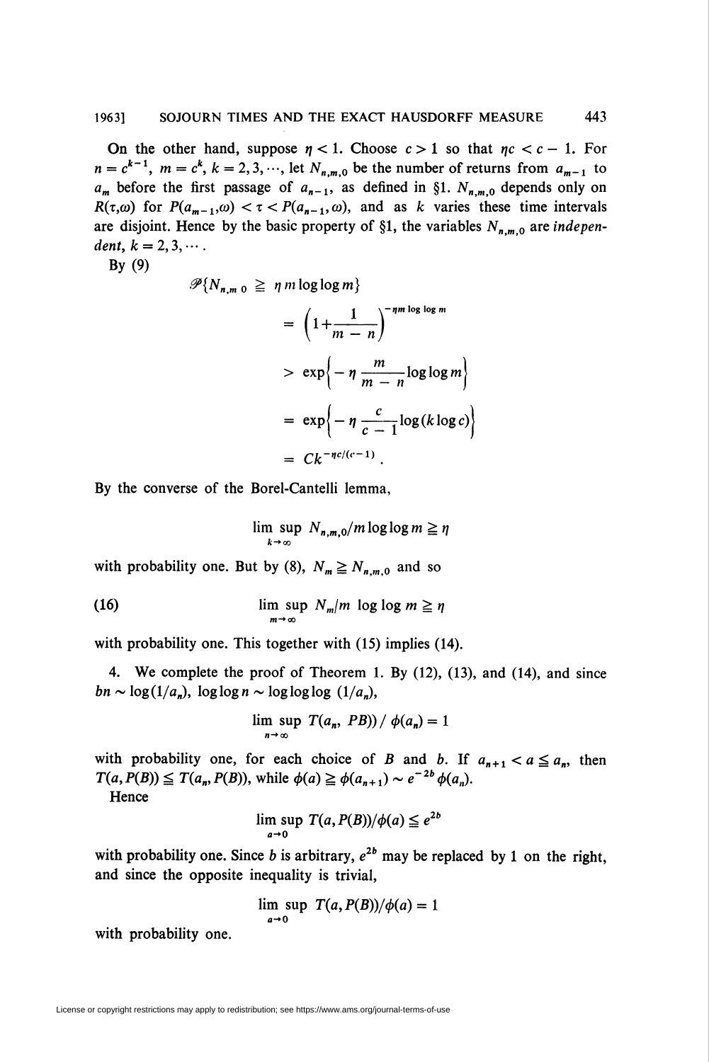On the other hand, suppose $\eta < 1$. Choose $c > 1$ so that $\eta c < c - 1$. For $n = c^{k-1}$, $m = c^k$, $k = 2, 3, \cdots$, let $N_{n,m,0}$ be the number of returns from $a_{m-1}$ to $a_m$ before the first passage of $a_{n-1}$, as defined in §1. $N_{n,m,0}$ depends only on $R(\tau,\omega)$ for $P(a_{m-1},\omega) < \tau < P(a_{n-1},\omega)$, and as $k$ varies these time intervals are disjoint. Hence by the basic property of §1, the variables $N_{n,m,0}$ are *independent*, $k = 2, 3, \cdots$.

By (9)

$$\begin{aligned}
\mathscr{P}\{N_{n,m\,0} \geqq \eta\, m \log\log m\} &= \left(1 + \frac{1}{m-n}\right)^{-\eta m \log\log m} \\
&> \exp\left\{-\eta\,\frac{m}{m-n}\log\log m\right\} \\
&= \exp\left\{-\eta\,\frac{c}{c-1}\log(k\log c)\right\} \\
&= Ck^{-\eta c/(c-1)}.
\end{aligned}$$

By the converse of the Borel-Cantelli lemma,

$$\limsup_{k\to\infty} N_{n,m,0}/m\log\log m \geqq \eta$$

with probability one. But by (8), $N_m \geqq N_{n,m,0}$ and so

$$\limsup_{m\to\infty} N_m/m \,\log\log m \geqq \eta \tag{16}$$

with probability one. This together with (15) implies (14).

4. We complete the proof of Theorem 1. By (12), (13), and (14), and since $bn \sim \log(1/a_n)$, $\log\log n \sim \log\log\log\,(1/a_n)$,

$$\limsup_{n\to\infty} T(a_n,\, PB))\,/\,\phi(a_n) = 1$$

with probability one, for each choice of $B$ and $b$. If $a_{n+1} < a \leqq a_n$, then $T(a, P(B)) \leqq T(a_n, P(B))$, while $\phi(a) \geqq \phi(a_{n+1}) \sim e^{-2b}\,\phi(a_n)$.

Hence

$$\limsup_{a\to 0} T(a, P(B))/\phi(a) \leqq e^{2b}$$

with probability one. Since $b$ is arbitrary, $e^{2b}$ may be replaced by 1 on the right, and since the opposite inequality is trivial,

$$\limsup_{a\to 0} T(a, P(B))/\phi(a) = 1$$

with probability one.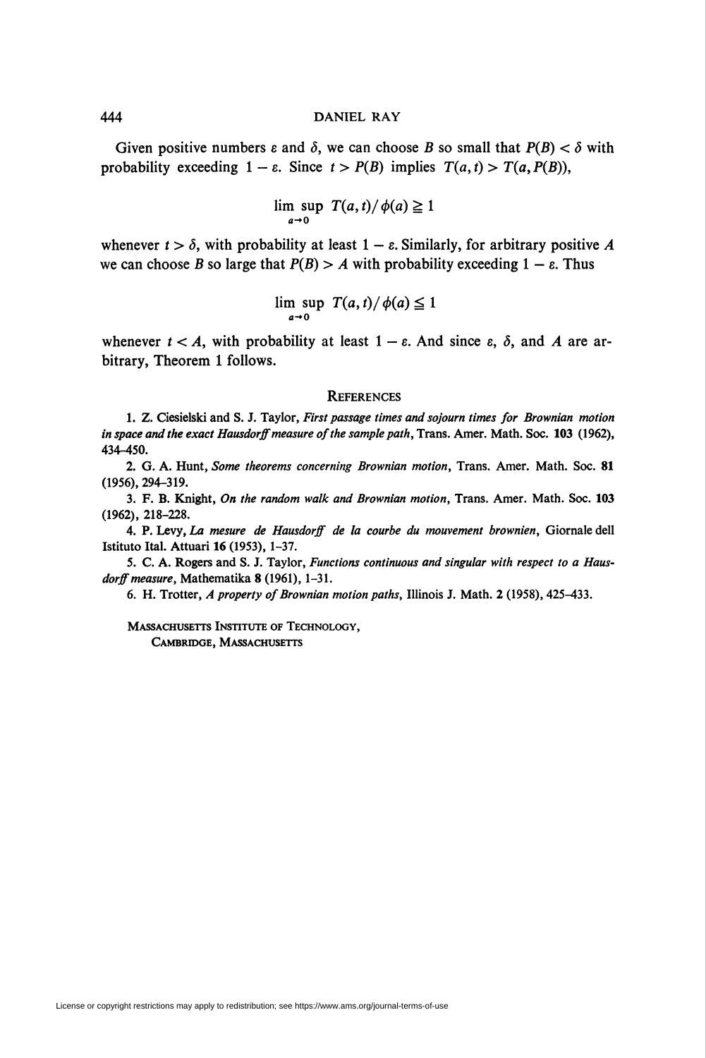Given positive numbers $\varepsilon$ and $\delta$, we can choose $B$ so small that $P(B) < \delta$ with probability exceeding $1 - \varepsilon$. Since $t > P(B)$ implies $T(a, t) > T(a, P(B))$,

$$\limsup_{a \to 0} T(a, t)/\phi(a) \geqq 1$$

whenever $t > \delta$, with probability at least $1 - \varepsilon$. Similarly, for arbitrary positive $A$ we can choose $B$ so large that $P(B) > A$ with probability exceeding $1 - \varepsilon$. Thus

$$\limsup_{a \to 0} T(a, t)/\phi(a) \leqq 1$$

whenever $t < A$, with probability at least $1 - \varepsilon$. And since $\varepsilon$, $\delta$, and $A$ are arbitrary, Theorem 1 follows.

## References

1. Z. Ciesielski and S. J. Taylor, *First passage times and sojourn times for Brownian motion in space and the exact Hausdorff measure of the sample path*, Trans. Amer. Math. Soc. **103** (1962), 434–450.

2. G. A. Hunt, *Some theorems concerning Brownian motion*, Trans. Amer. Math. Soc. **81** (1956), 294–319.

3. F. B. Knight, *On the random walk and Brownian motion*, Trans. Amer. Math. Soc. **103** (1962), 218–228.

4. P. Levy, *La mesure de Hausdorff de la courbe du mouvement brownien*, Giornale dell Istituto Ital. Attuari **16** (1953), 1–37.

5. C. A. Rogers and S. J. Taylor, *Functions continuous and singular with respect to a Hausdorff measure*, Mathematika **8** (1961), 1–31.

6. H. Trotter, *A property of Brownian motion paths*, Illinois J. Math. **2** (1958), 425–433.

Massachusetts Institute of Technology,
Cambridge, Massachusetts